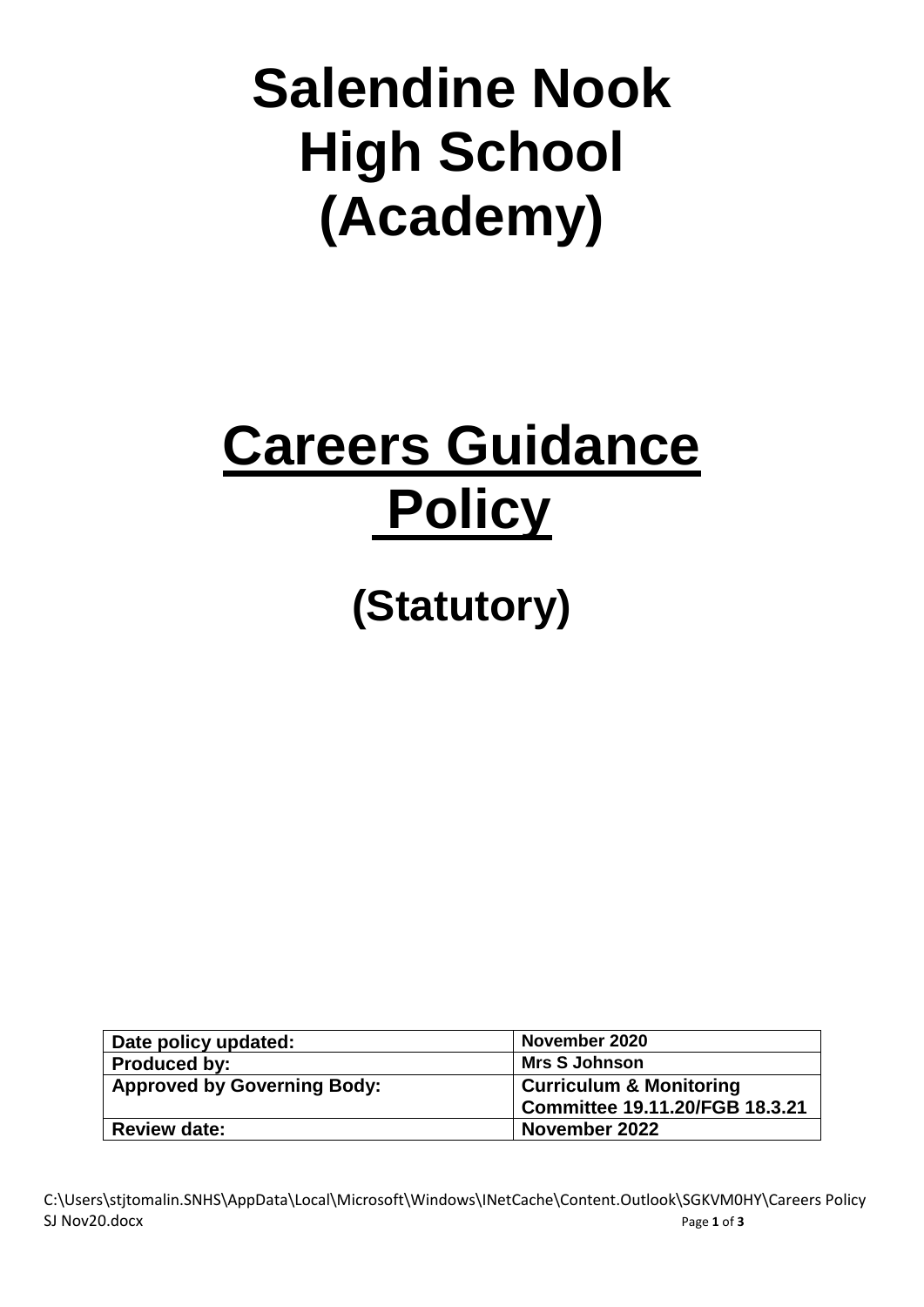# Salendine Nook High School (Academy)

# Careers Guidance Policy

## (Statutory)

| Date policy updated: | November 2020 |
|---|---|
| Produced by: | Mrs S Johnson |
| Approved by Governing Body: | Curriculum & Monitoring Committee 19.11.20/FGB 18.3.21 |
| Review date: | November 2022 |

C:\Users\stjtomalin.SNHS\AppData\Local\Microsoft\Windows\INetCache\Content.Outlook\SGKVM0HY\Careers Policy SJ Nov20.docx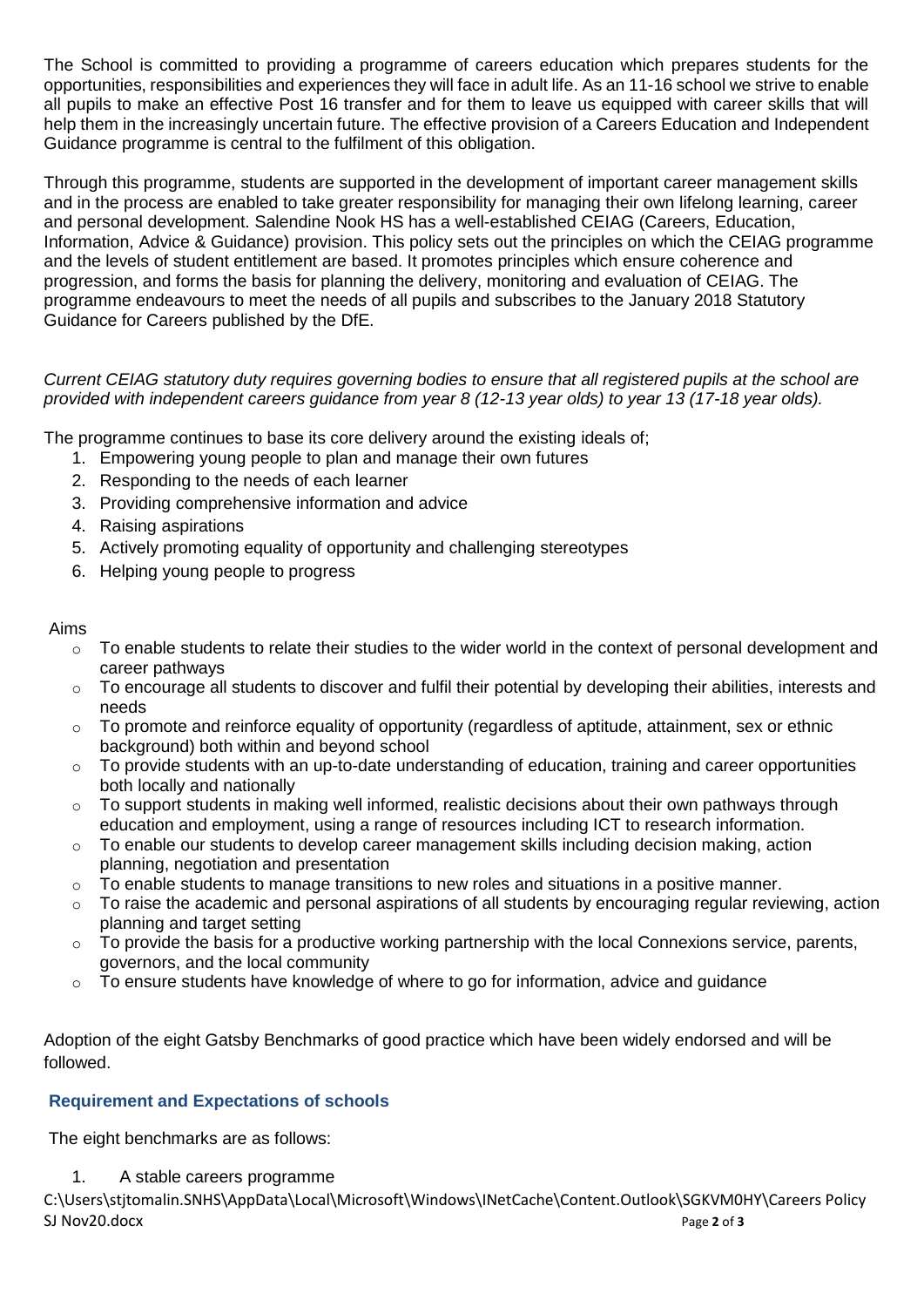The School is committed to providing a programme of careers education which prepares students for the opportunities, responsibilities and experiences they will face in adult life. As an 11-16 school we strive to enable all pupils to make an effective Post 16 transfer and for them to leave us equipped with career skills that will help them in the increasingly uncertain future. The effective provision of a Careers Education and Independent Guidance programme is central to the fulfilment of this obligation.

Through this programme, students are supported in the development of important career management skills and in the process are enabled to take greater responsibility for managing their own lifelong learning, career and personal development. Salendine Nook HS has a well-established CEIAG (Careers, Education, Information, Advice & Guidance) provision. This policy sets out the principles on which the CEIAG programme and the levels of student entitlement are based. It promotes principles which ensure coherence and progression, and forms the basis for planning the delivery, monitoring and evaluation of CEIAG. The programme endeavours to meet the needs of all pupils and subscribes to the January 2018 Statutory Guidance for Careers published by the DfE.

*Current CEIAG statutory duty requires governing bodies to ensure that all registered pupils at the school are provided with independent careers guidance from year 8 (12-13 year olds) to year 13 (17-18 year olds).*

The programme continues to base its core delivery around the existing ideals of;

1. Empowering young people to plan and manage their own futures
2. Responding to the needs of each learner
3. Providing comprehensive information and advice
4. Raising aspirations
5. Actively promoting equality of opportunity and challenging stereotypes
6. Helping young people to progress

Aims

- To enable students to relate their studies to the wider world in the context of personal development and career pathways
- To encourage all students to discover and fulfil their potential by developing their abilities, interests and needs
- To promote and reinforce equality of opportunity (regardless of aptitude, attainment, sex or ethnic background) both within and beyond school
- To provide students with an up-to-date understanding of education, training and career opportunities both locally and nationally
- To support students in making well informed, realistic decisions about their own pathways through education and employment, using a range of resources including ICT to research information.
- To enable our students to develop career management skills including decision making, action planning, negotiation and presentation
- To enable students to manage transitions to new roles and situations in a positive manner.
- To raise the academic and personal aspirations of all students by encouraging regular reviewing, action planning and target setting
- To provide the basis for a productive working partnership with the local Connexions service, parents, governors, and the local community
- To ensure students have knowledge of where to go for information, advice and guidance

Adoption of the eight Gatsby Benchmarks of good practice which have been widely endorsed and will be followed.

### Requirement and Expectations of schools

The eight benchmarks are as follows:

1. A stable careers programme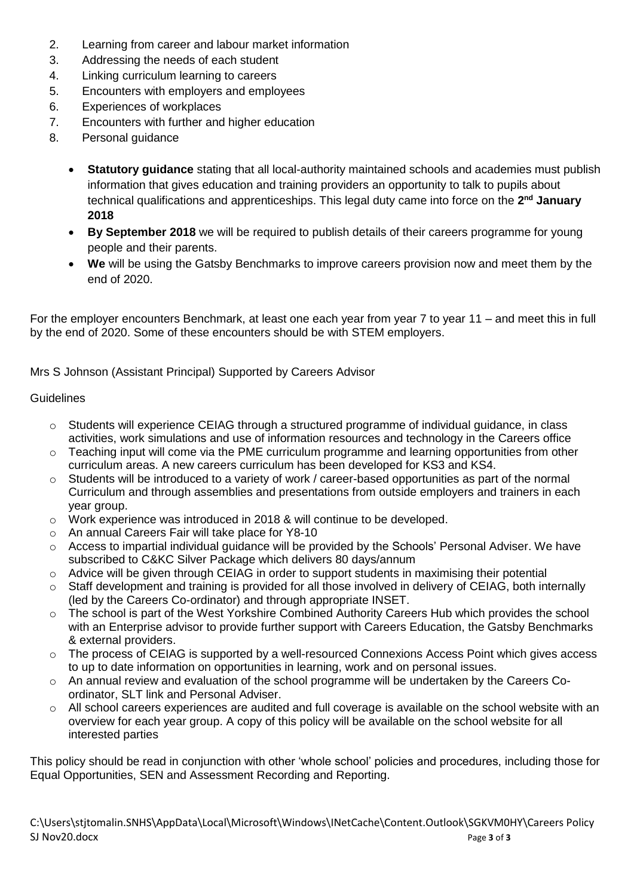2. Learning from career and labour market information
3. Addressing the needs of each student
4. Linking curriculum learning to careers
5. Encounters with employers and employees
6. Experiences of workplaces
7. Encounters with further and higher education
8. Personal guidance

- **Statutory guidance** stating that all local-authority maintained schools and academies must publish information that gives education and training providers an opportunity to talk to pupils about technical qualifications and apprenticeships. This legal duty came into force on the **2nd January 2018**
- **By September 2018** we will be required to publish details of their careers programme for young people and their parents.
- **We** will be using the Gatsby Benchmarks to improve careers provision now and meet them by the end of 2020.

For the employer encounters Benchmark, at least one each year from year 7 to year 11 – and meet this in full by the end of 2020. Some of these encounters should be with STEM employers.

Mrs S Johnson (Assistant Principal) Supported by Careers Advisor

Guidelines

- Students will experience CEIAG through a structured programme of individual guidance, in class activities, work simulations and use of information resources and technology in the Careers office
- Teaching input will come via the PME curriculum programme and learning opportunities from other curriculum areas. A new careers curriculum has been developed for KS3 and KS4.
- Students will be introduced to a variety of work / career-based opportunities as part of the normal Curriculum and through assemblies and presentations from outside employers and trainers in each year group.
- Work experience was introduced in 2018 & will continue to be developed.
- An annual Careers Fair will take place for Y8-10
- Access to impartial individual guidance will be provided by the Schools' Personal Adviser. We have subscribed to C&KC Silver Package which delivers 80 days/annum
- Advice will be given through CEIAG in order to support students in maximising their potential
- Staff development and training is provided for all those involved in delivery of CEIAG, both internally (led by the Careers Co-ordinator) and through appropriate INSET.
- The school is part of the West Yorkshire Combined Authority Careers Hub which provides the school with an Enterprise advisor to provide further support with Careers Education, the Gatsby Benchmarks & external providers.
- The process of CEIAG is supported by a well-resourced Connexions Access Point which gives access to up to date information on opportunities in learning, work and on personal issues.
- An annual review and evaluation of the school programme will be undertaken by the Careers Co-ordinator, SLT link and Personal Adviser.
- All school careers experiences are audited and full coverage is available on the school website with an overview for each year group. A copy of this policy will be available on the school website for all interested parties

This policy should be read in conjunction with other 'whole school' policies and procedures, including those for Equal Opportunities, SEN and Assessment Recording and Reporting.